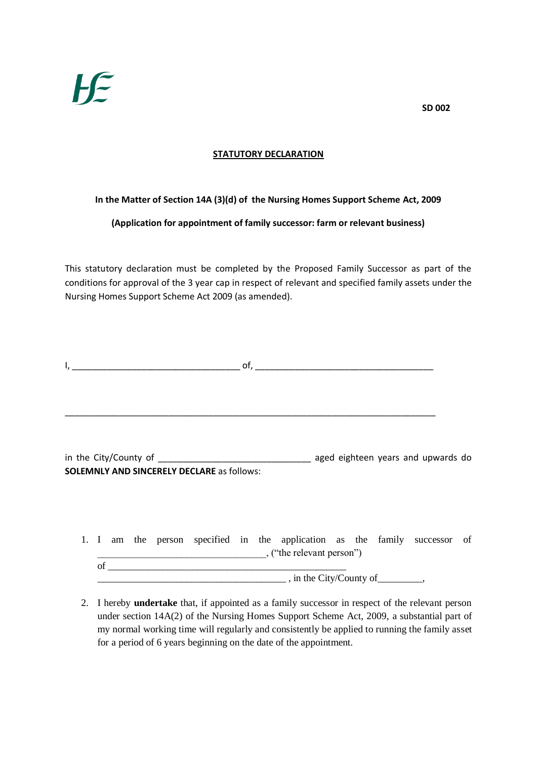SD 002

## STATUTORY DECLARATION

**In the Matter of Section 14A (3)(d) of the Nursing Homes Support Scheme Act, 2009**

**(Application for appointment of family successor: farm or relevant business)**

This statutory declaration must be completed by the Proposed Family Successor as part of the conditions for approval of the 3 year cap in respect of relevant and specified family assets under the Nursing Homes Support Scheme Act 2009 (as amended).

I, _________________________________ of, ___________________________________

_____________________________________________________________________________

in the City/County of ______________________________ aged eighteen years and upwards do **SOLEMNLY AND SINCERELY DECLARE** as follows:

1. I am the person specified in the application as the family successor of ________________________________, ("the relevant person") of _______________________________________________ _____________________________________ , in the City/County of_________,

2. I hereby **undertake** that, if appointed as a family successor in respect of the relevant person under section 14A(2) of the Nursing Homes Support Scheme Act, 2009, a substantial part of my normal working time will regularly and consistently be applied to running the family asset for a period of 6 years beginning on the date of the appointment.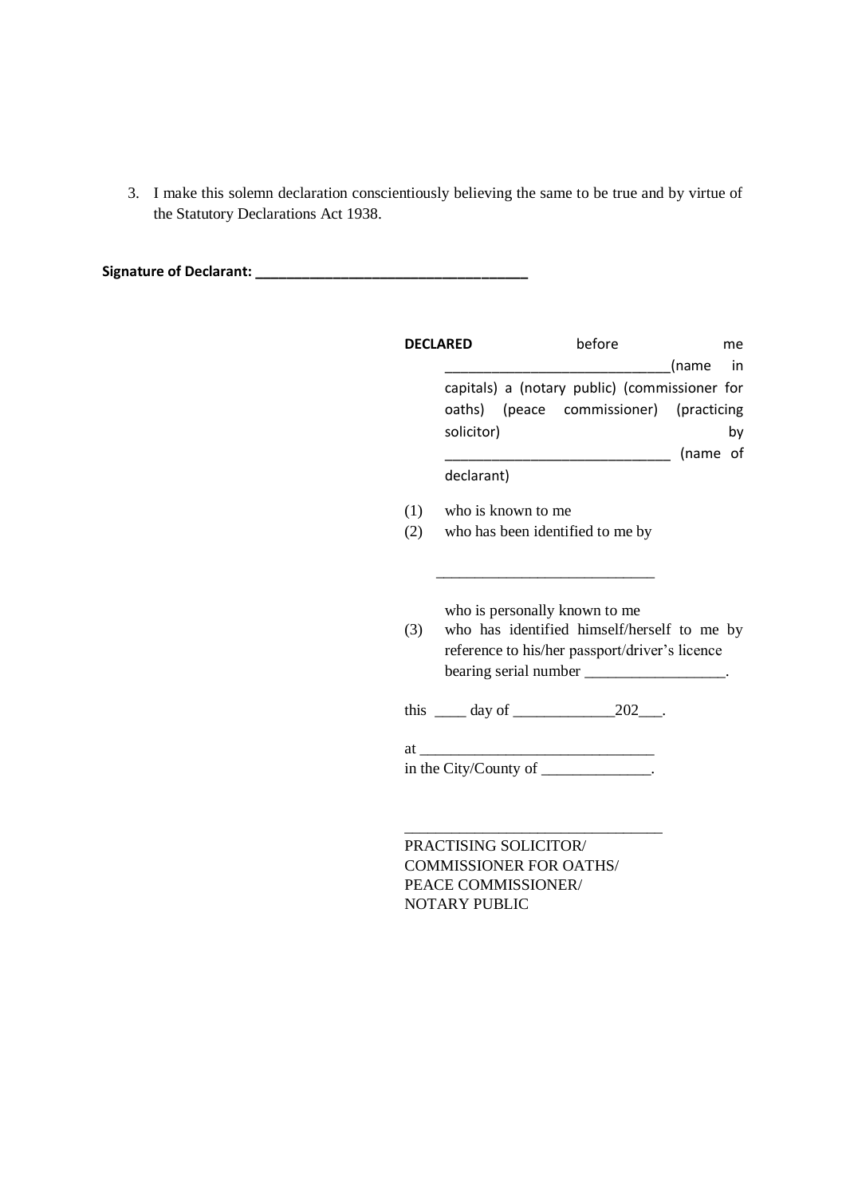3. I make this solemn declaration conscientiously believing the same to be true and by virtue of the Statutory Declarations Act 1938.

**Signature of Declarant: ___________________________________**

**DECLARED** before me _____________________________(name in capitals) a (notary public) (commissioner for oaths) (peace commissioner) (practicing solicitor) by _____________________________ (name of declarant)

(1) who is known to me

(2) who has been identified to me by

____________________________

who is personally known to me

(3) who has identified himself/herself to me by reference to his/her passport/driver's licence bearing serial number __________________.

this ____ day of _____________202___.

at ______________________________

in the City/County of ______________.

_________________________________

PRACTISING SOLICITOR/
COMMISSIONER FOR OATHS/
PEACE COMMISSIONER/
NOTARY PUBLIC